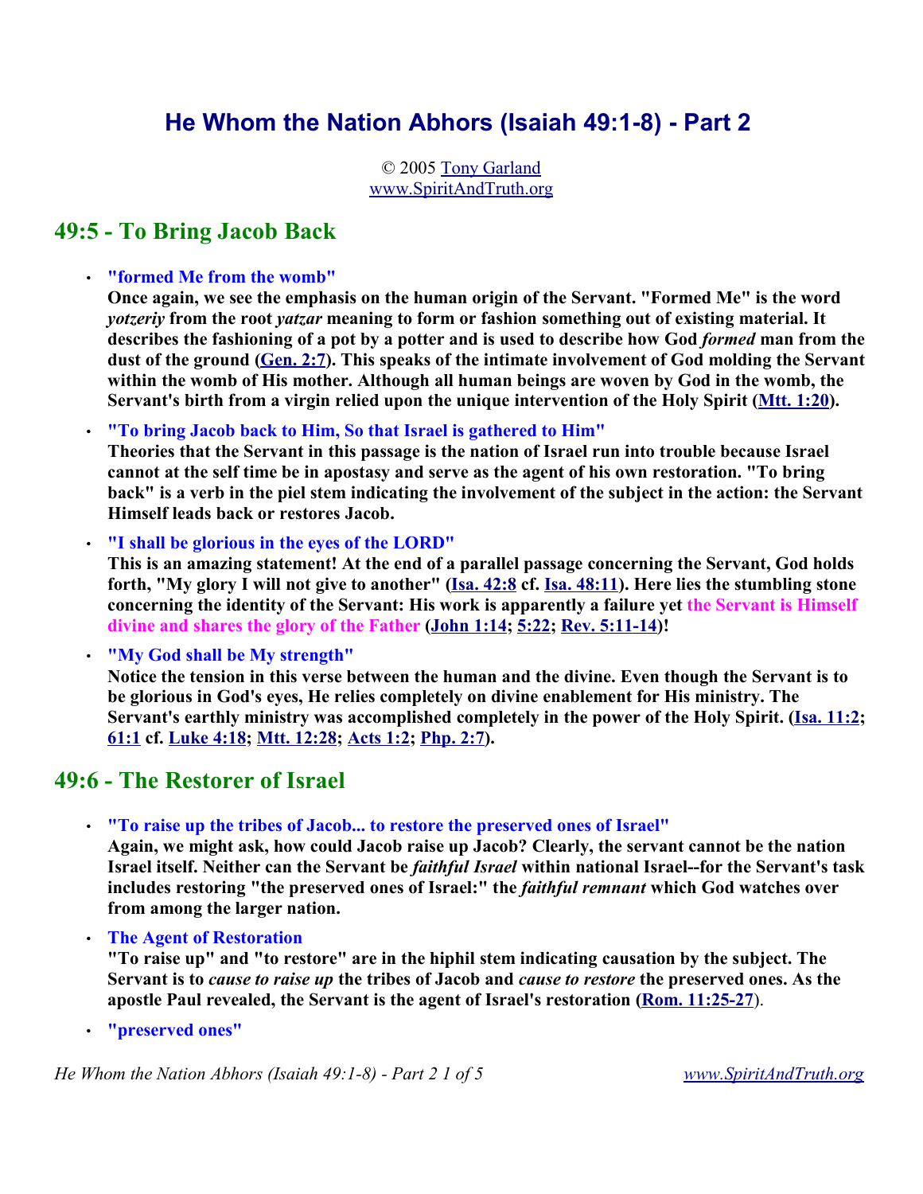# He Whom the Nation Abhors (Isaiah 49:1-8) - Part 2

© 2005 Tony Garland
www.SpiritAndTruth.org

## 49:5 - To Bring Jacob Back

- **"formed Me from the womb"**
  **Once again, we see the emphasis on the human origin of the Servant. "Formed Me" is the word *yotzeriy* from the root *yatzar* meaning to form or fashion something out of existing material. It describes the fashioning of a pot by a potter and is used to describe how God *formed* man from the dust of the ground (Gen. 2:7). This speaks of the intimate involvement of God molding the Servant within the womb of His mother. Although all human beings are woven by God in the womb, the Servant's birth from a virgin relied upon the unique intervention of the Holy Spirit (Mtt. 1:20).**
- **"To bring Jacob back to Him, So that Israel is gathered to Him"**
  **Theories that the Servant in this passage is the nation of Israel run into trouble because Israel cannot at the self time be in apostasy and serve as the agent of his own restoration. "To bring back" is a verb in the piel stem indicating the involvement of the subject in the action: the Servant Himself leads back or restores Jacob.**
- **"I shall be glorious in the eyes of the LORD"**
  **This is an amazing statement! At the end of a parallel passage concerning the Servant, God holds forth, "My glory I will not give to another" (Isa. 42:8 cf. Isa. 48:11). Here lies the stumbling stone concerning the identity of the Servant: His work is apparently a failure yet the Servant is Himself divine and shares the glory of the Father (John 1:14; 5:22; Rev. 5:11-14)!**
- **"My God shall be My strength"**
  **Notice the tension in this verse between the human and the divine. Even though the Servant is to be glorious in God's eyes, He relies completely on divine enablement for His ministry. The Servant's earthly ministry was accomplished completely in the power of the Holy Spirit. (Isa. 11:2; 61:1 cf. Luke 4:18; Mtt. 12:28; Acts 1:2; Php. 2:7).**

## 49:6 - The Restorer of Israel

- **"To raise up the tribes of Jacob... to restore the preserved ones of Israel"**
  **Again, we might ask, how could Jacob raise up Jacob? Clearly, the servant cannot be the nation Israel itself. Neither can the Servant be *faithful Israel* within national Israel--for the Servant's task includes restoring "the preserved ones of Israel:" the *faithful remnant* which God watches over from among the larger nation.**
- **The Agent of Restoration**
  **"To raise up" and "to restore" are in the hiphil stem indicating causation by the subject. The Servant is to *cause to raise up* the tribes of Jacob and *cause to restore* the preserved ones. As the apostle Paul revealed, the Servant is the agent of Israel's restoration (Rom. 11:25-27)**.
- **"preserved ones"**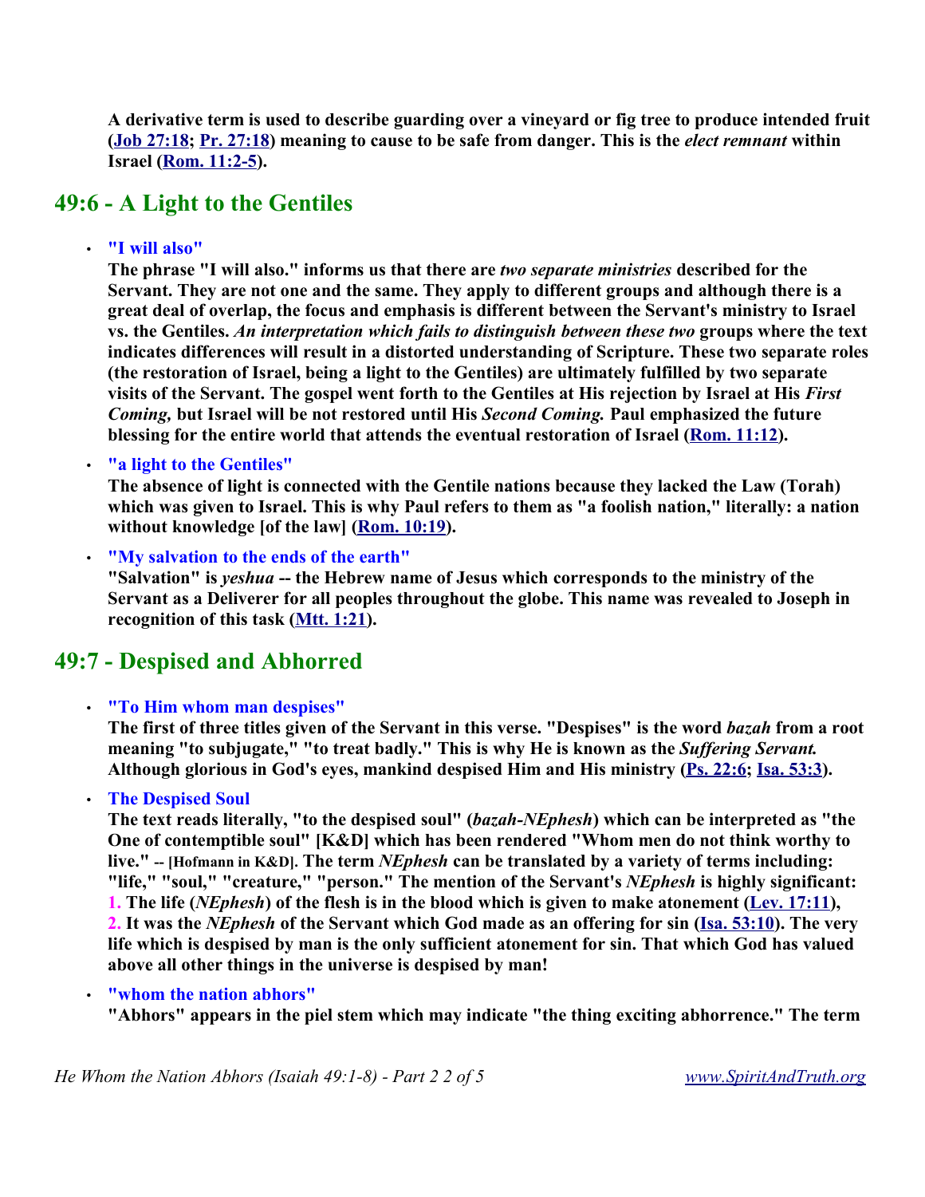**A derivative term is used to describe guarding over a vineyard or fig tree to produce intended fruit (Job 27:18; Pr. 27:18) meaning to cause to be safe from danger. This is the *elect remnant* within Israel (Rom. 11:2-5).**

## 49:6 - A Light to the Gentiles

- **"I will also"**
  **The phrase "I will also." informs us that there are *two separate ministries* described for the Servant. They are not one and the same. They apply to different groups and although there is a great deal of overlap, the focus and emphasis is different between the Servant's ministry to Israel vs. the Gentiles. *An interpretation which fails to distinguish between these two* groups where the text indicates differences will result in a distorted understanding of Scripture. These two separate roles (the restoration of Israel, being a light to the Gentiles) are ultimately fulfilled by two separate visits of the Servant. The gospel went forth to the Gentiles at His rejection by Israel at His *First Coming,* but Israel will be not restored until His *Second Coming.* Paul emphasized the future blessing for the entire world that attends the eventual restoration of Israel (Rom. 11:12).**

- **"a light to the Gentiles"**
  **The absence of light is connected with the Gentile nations because they lacked the Law (Torah) which was given to Israel. This is why Paul refers to them as "a foolish nation," literally: a nation without knowledge [of the law] (Rom. 10:19).**

- **"My salvation to the ends of the earth"**
  **"Salvation" is *yeshua* -- the Hebrew name of Jesus which corresponds to the ministry of the Servant as a Deliverer for all peoples throughout the globe. This name was revealed to Joseph in recognition of this task (Mtt. 1:21).**

## 49:7 - Despised and Abhorred

- **"To Him whom man despises"**
  **The first of three titles given of the Servant in this verse. "Despises" is the word *bazah* from a root meaning "to subjugate," "to treat badly." This is why He is known as the *Suffering Servant.* Although glorious in God's eyes, mankind despised Him and His ministry (Ps. 22:6; Isa. 53:3).**

- **The Despised Soul**
  **The text reads literally, "to the despised soul" (*bazah-NEphesh*) which can be interpreted as "the One of contemptible soul" [K&D] which has been rendered "Whom men do not think worthy to live." -- [Hofmann in K&D]. The term *NEphesh* can be translated by a variety of terms including: "life," "soul," "creature," "person." The mention of the Servant's *NEphesh* is highly significant:**
  **1. The life (*NEphesh*) of the flesh is in the blood which is given to make atonement (Lev. 17:11),**
  **2. It was the *NEphesh* of the Servant which God made as an offering for sin (Isa. 53:10). The very life which is despised by man is the only sufficient atonement for sin. That which God has valued above all other things in the universe is despised by man!**

- **"whom the nation abhors"**
  **"Abhors" appears in the piel stem which may indicate "the thing exciting abhorrence." The term**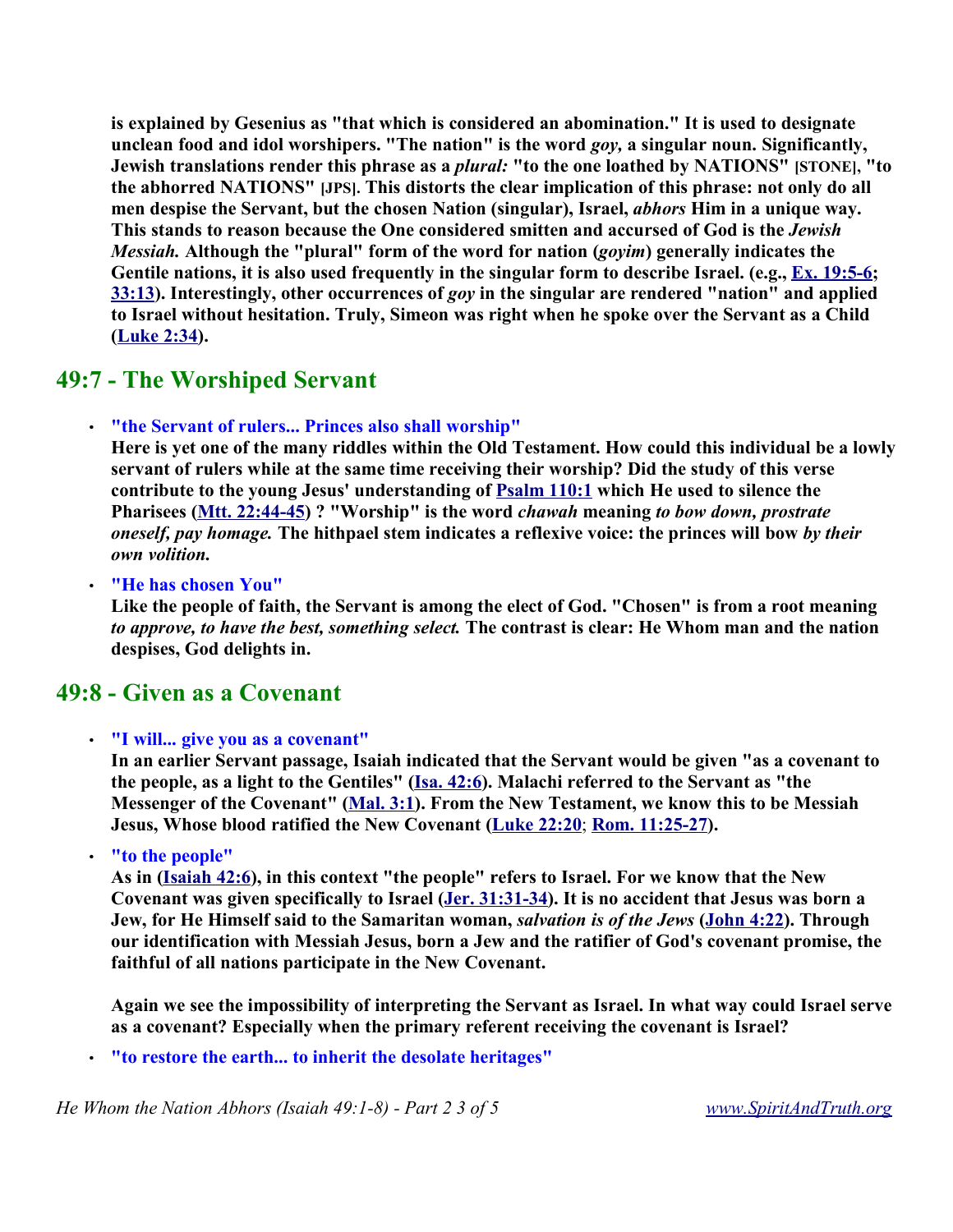**is explained by Gesenius as "that which is considered an abomination." It is used to designate unclean food and idol worshipers. "The nation" is the word *goy,* a singular noun. Significantly, Jewish translations render this phrase as a *plural:* "to the one loathed by NATIONS" [STONE], "to the abhorred NATIONS" [JPS]. This distorts the clear implication of this phrase: not only do all men despise the Servant, but the chosen Nation (singular), Israel, *abhors* Him in a unique way. This stands to reason because the One considered smitten and accursed of God is the *Jewish Messiah.* Although the "plural" form of the word for nation (*goyim*) generally indicates the Gentile nations, it is also used frequently in the singular form to describe Israel. (e.g., Ex. 19:5-6; 33:13). Interestingly, other occurrences of *goy* in the singular are rendered "nation" and applied to Israel without hesitation. Truly, Simeon was right when he spoke over the Servant as a Child (Luke 2:34).**

## 49:7 - The Worshiped Servant

- **"the Servant of rulers... Princes also shall worship"**
  **Here is yet one of the many riddles within the Old Testament. How could this individual be a lowly servant of rulers while at the same time receiving their worship? Did the study of this verse contribute to the young Jesus' understanding of Psalm 110:1 which He used to silence the Pharisees (Mtt. 22:44-45) ? "Worship" is the word *chawah* meaning *to bow down, prostrate oneself, pay homage.* The hithpael stem indicates a reflexive voice: the princes will bow *by their own volition.***

- **"He has chosen You"**
  **Like the people of faith, the Servant is among the elect of God. "Chosen" is from a root meaning *to approve, to have the best, something select.* The contrast is clear: He Whom man and the nation despises, God delights in.**

## 49:8 - Given as a Covenant

- **"I will... give you as a covenant"**
  **In an earlier Servant passage, Isaiah indicated that the Servant would be given "as a covenant to the people, as a light to the Gentiles" (Isa. 42:6). Malachi referred to the Servant as "the Messenger of the Covenant" (Mal. 3:1). From the New Testament, we know this to be Messiah Jesus, Whose blood ratified the New Covenant (Luke 22:20; Rom. 11:25-27).**

- **"to the people"**
  **As in (Isaiah 42:6), in this context "the people" refers to Israel. For we know that the New Covenant was given specifically to Israel (Jer. 31:31-34). It is no accident that Jesus was born a Jew, for He Himself said to the Samaritan woman, *salvation is of the Jews* (John 4:22). Through our identification with Messiah Jesus, born a Jew and the ratifier of God's covenant promise, the faithful of all nations participate in the New Covenant.**

  **Again we see the impossibility of interpreting the Servant as Israel. In what way could Israel serve as a covenant? Especially when the primary referent receiving the covenant is Israel?**

- **"to restore the earth... to inherit the desolate heritages"**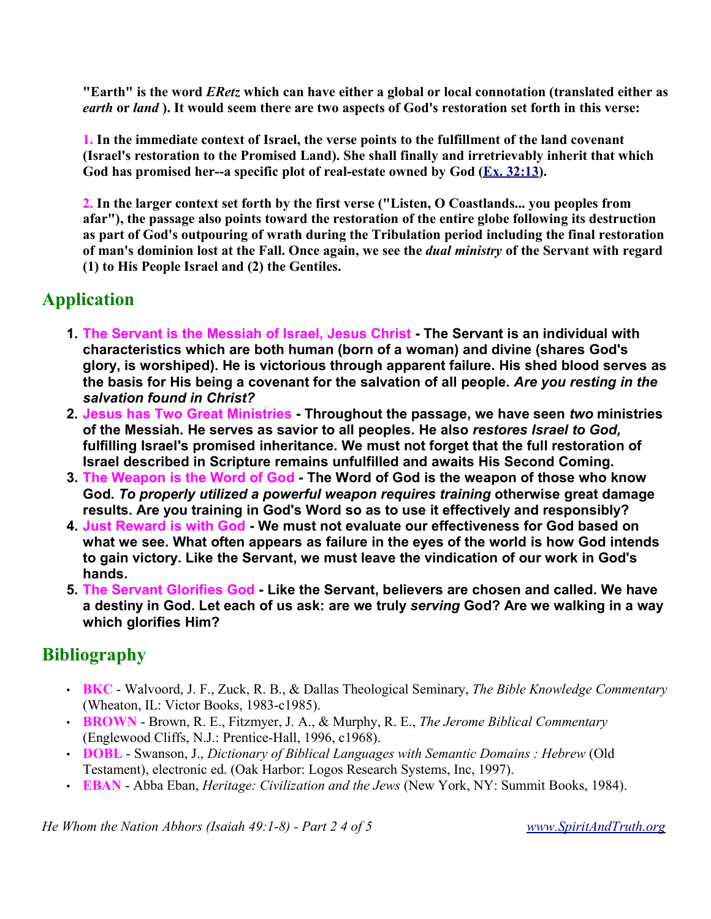**"Earth" is the word *ERetz* which can have either a global or local connotation (translated either as *earth* or *land* ). It would seem there are two aspects of God's restoration set forth in this verse:**

**1. In the immediate context of Israel, the verse points to the fulfillment of the land covenant (Israel's restoration to the Promised Land). She shall finally and irretrievably inherit that which God has promised her--a specific plot of real-estate owned by God ([Ex. 32:13](Ex. 32:13)).**

**2. In the larger context set forth by the first verse ("Listen, O Coastlands... you peoples from afar"), the passage also points toward the restoration of the entire globe following its destruction as part of God's outpouring of wrath during the Tribulation period including the final restoration of man's dominion lost at the Fall. Once again, we see the *dual ministry* of the Servant with regard (1) to His People Israel and (2) the Gentiles.**

## Application

1. **The Servant is the Messiah of Israel, Jesus Christ - The Servant is an individual with characteristics which are both human (born of a woman) and divine (shares God's glory, is worshiped). He is victorious through apparent failure. His shed blood serves as the basis for His being a covenant for the salvation of all people. *Are you resting in the salvation found in Christ?***
2. **Jesus has Two Great Ministries - Throughout the passage, we have seen *two* ministries of the Messiah. He serves as savior to all peoples. He also *restores Israel to God,* fulfilling Israel's promised inheritance. We must not forget that the full restoration of Israel described in Scripture remains unfulfilled and awaits His Second Coming.**
3. **The Weapon is the Word of God - The Word of God is the weapon of those who know God. *To properly utilized a powerful weapon requires training* otherwise great damage results. Are you training in God's Word so as to use it effectively and responsibly?**
4. **Just Reward is with God - We must not evaluate our effectiveness for God based on what we see. What often appears as failure in the eyes of the world is how God intends to gain victory. Like the Servant, we must leave the vindication of our work in God's hands.**
5. **The Servant Glorifies God - Like the Servant, believers are chosen and called. We have a destiny in God. Let each of us ask: are we truly *serving* God? Are we walking in a way which glorifies Him?**

## Bibliography

- **BKC** - Walvoord, J. F., Zuck, R. B., & Dallas Theological Seminary, *The Bible Knowledge Commentary* (Wheaton, IL: Victor Books, 1983-c1985).
- **BROWN** - Brown, R. E., Fitzmyer, J. A., & Murphy, R. E., *The Jerome Biblical Commentary* (Englewood Cliffs, N.J.: Prentice-Hall, 1996, c1968).
- **DOBL** - Swanson, J., *Dictionary of Biblical Languages with Semantic Domains : Hebrew* (Old Testament), electronic ed. (Oak Harbor: Logos Research Systems, Inc, 1997).
- **EBAN** - Abba Eban, *Heritage: Civilization and the Jews* (New York, NY: Summit Books, 1984).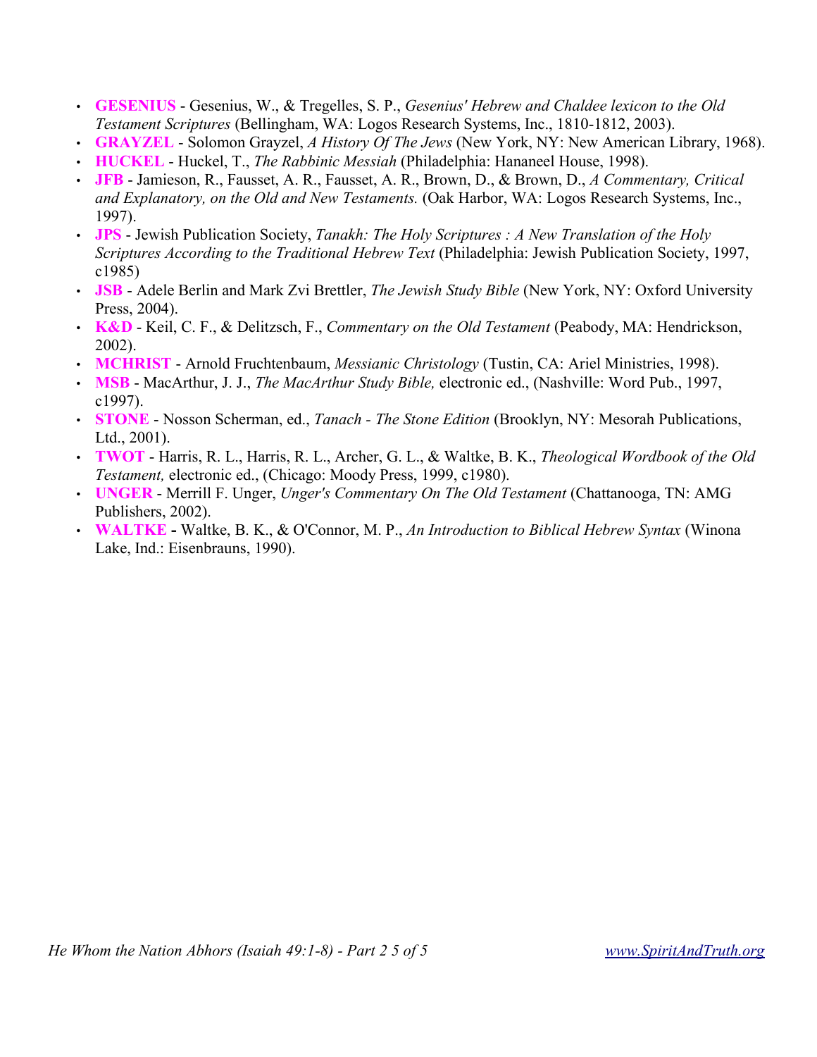- **GESENIUS** - Gesenius, W., & Tregelles, S. P., *Gesenius' Hebrew and Chaldee lexicon to the Old Testament Scriptures* (Bellingham, WA: Logos Research Systems, Inc., 1810-1812, 2003).
- **GRAYZEL** - Solomon Grayzel, *A History Of The Jews* (New York, NY: New American Library, 1968).
- **HUCKEL** - Huckel, T., *The Rabbinic Messiah* (Philadelphia: Hananeel House, 1998).
- **JFB** - Jamieson, R., Fausset, A. R., Fausset, A. R., Brown, D., & Brown, D., *A Commentary, Critical and Explanatory, on the Old and New Testaments.* (Oak Harbor, WA: Logos Research Systems, Inc., 1997).
- **JPS** - Jewish Publication Society, *Tanakh: The Holy Scriptures : A New Translation of the Holy Scriptures According to the Traditional Hebrew Text* (Philadelphia: Jewish Publication Society, 1997, c1985)
- **JSB** - Adele Berlin and Mark Zvi Brettler, *The Jewish Study Bible* (New York, NY: Oxford University Press, 2004).
- **K&D** - Keil, C. F., & Delitzsch, F., *Commentary on the Old Testament* (Peabody, MA: Hendrickson, 2002).
- **MCHRIST** - Arnold Fruchtenbaum, *Messianic Christology* (Tustin, CA: Ariel Ministries, 1998).
- **MSB** - MacArthur, J. J., *The MacArthur Study Bible,* electronic ed., (Nashville: Word Pub., 1997, c1997).
- **STONE** - Nosson Scherman, ed., *Tanach - The Stone Edition* (Brooklyn, NY: Mesorah Publications, Ltd., 2001).
- **TWOT** - Harris, R. L., Harris, R. L., Archer, G. L., & Waltke, B. K., *Theological Wordbook of the Old Testament,* electronic ed., (Chicago: Moody Press, 1999, c1980).
- **UNGER** - Merrill F. Unger, *Unger's Commentary On The Old Testament* (Chattanooga, TN: AMG Publishers, 2002).
- **WALTKE -** Waltke, B. K., & O'Connor, M. P., *An Introduction to Biblical Hebrew Syntax* (Winona Lake, Ind.: Eisenbrauns, 1990).